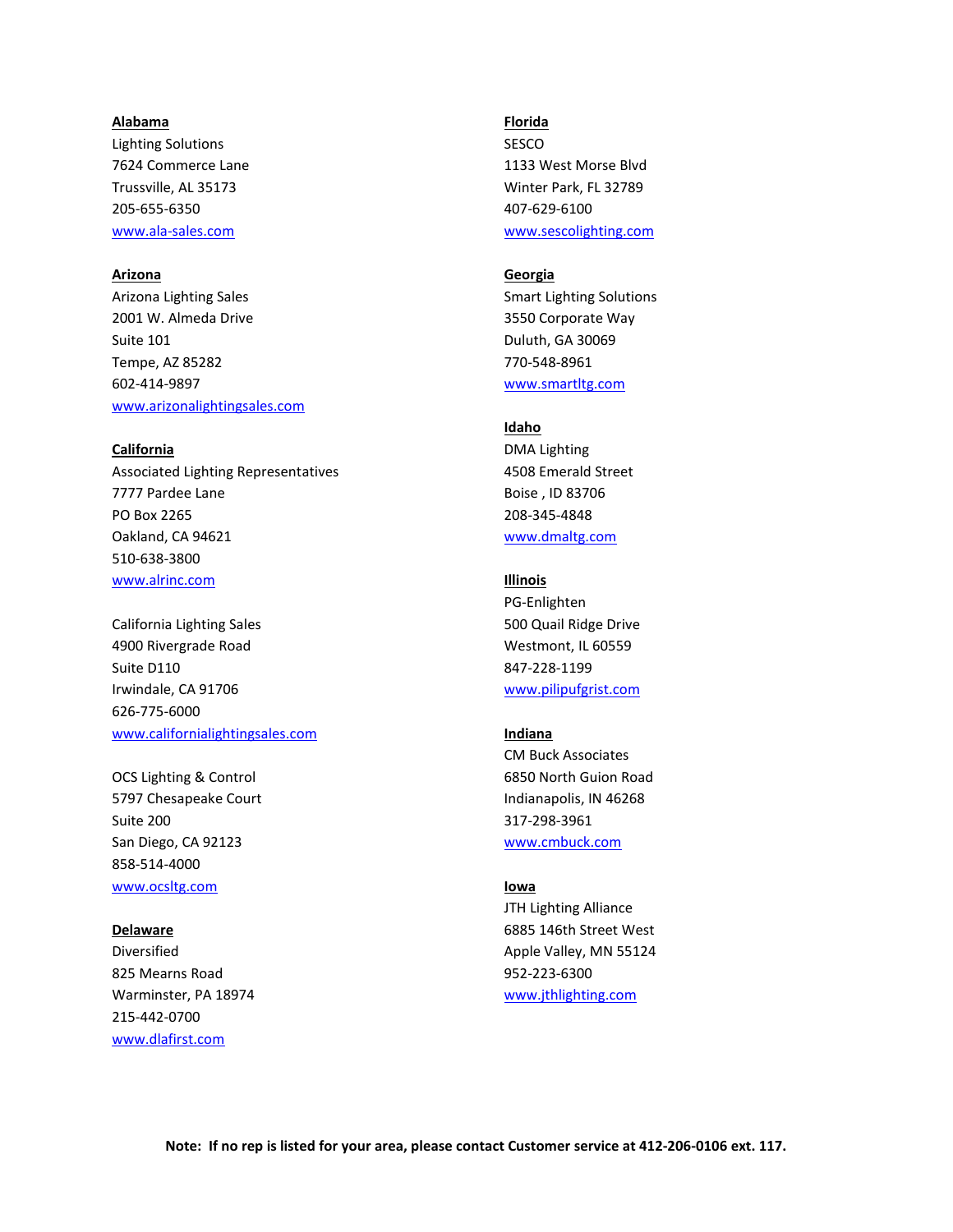**Alabama**
Lighting Solutions
7624 Commerce Lane
Trussville, AL 35173
205-655-6350
www.ala-sales.com

**Arizona**
Arizona Lighting Sales
2001 W. Almeda Drive
Suite 101
Tempe, AZ 85282
602-414-9897
www.arizonalightingsales.com

**California**
Associated Lighting Representatives
7777 Pardee Lane
PO Box 2265
Oakland, CA 94621
510-638-3800
www.alrinc.com

California Lighting Sales
4900 Rivergrade Road
Suite D110
Irwindale, CA 91706
626-775-6000
www.californialightingsales.com

OCS Lighting & Control
5797 Chesapeake Court
Suite 200
San Diego, CA 92123
858-514-4000
www.ocsltg.com

**Delaware**
Diversified
825 Mearns Road
Warminster, PA 18974
215-442-0700
www.dlafirst.com

**Florida**
SESCO
1133 West Morse Blvd
Winter Park, FL 32789
407-629-6100
www.sescolighting.com

**Georgia**
Smart Lighting Solutions
3550 Corporate Way
Duluth, GA 30069
770-548-8961
www.smartltg.com

**Idaho**
DMA Lighting
4508 Emerald Street
Boise , ID 83706
208-345-4848
www.dmaltg.com

**Illinois**
PG-Enlighten
500 Quail Ridge Drive
Westmont, IL 60559
847-228-1199
www.pilipufgrist.com

**Indiana**
CM Buck Associates
6850 North Guion Road
Indianapolis, IN 46268
317-298-3961
www.cmbuck.com

**Iowa**
JTH Lighting Alliance
6885 146th Street West
Apple Valley, MN 55124
952-223-6300
www.jthlighting.com

**Note: If no rep is listed for your area, please contact Customer service at 412-206-0106 ext. 117.**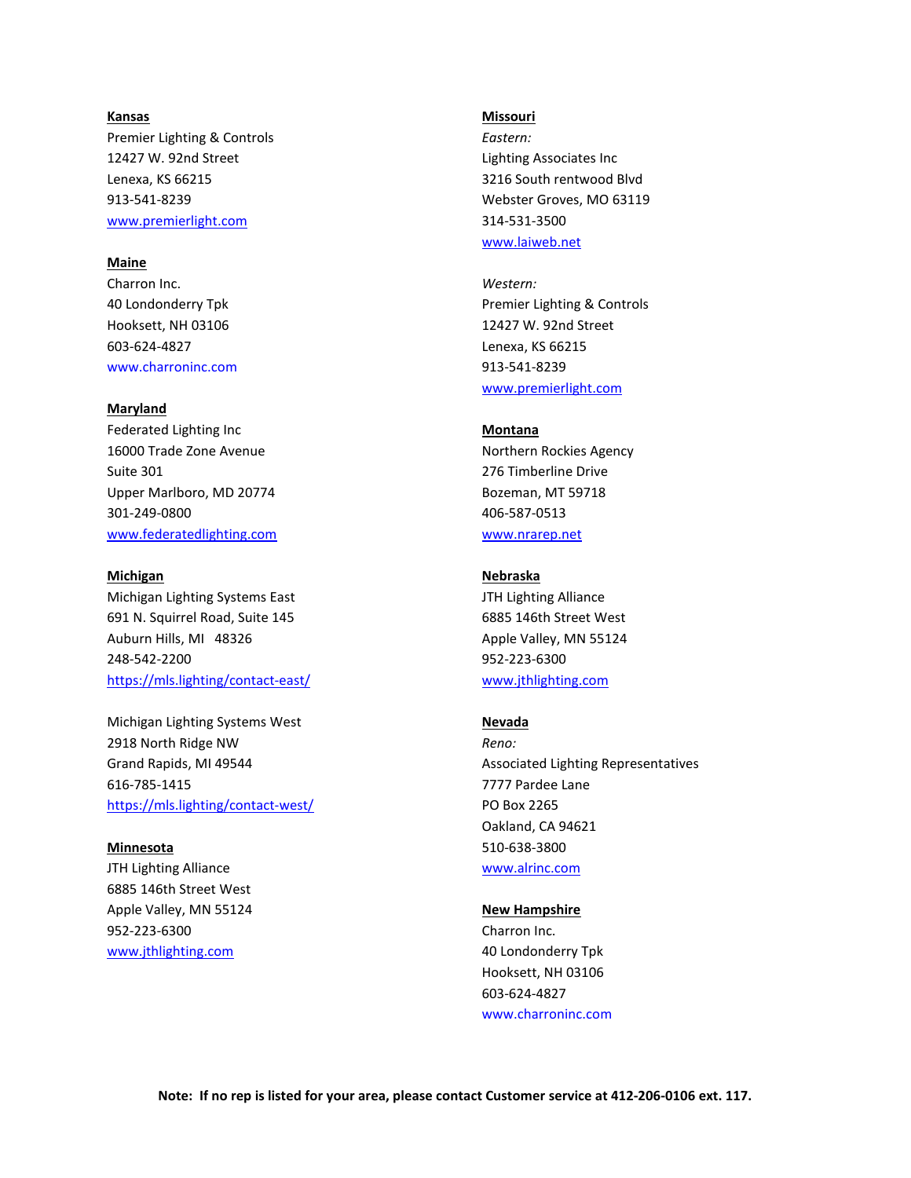**Kansas**
Premier Lighting & Controls
12427 W. 92nd Street
Lenexa, KS 66215
913-541-8239
www.premierlight.com

**Maine**
Charron Inc.
40 Londonderry Tpk
Hooksett, NH 03106
603-624-4827
www.charroninc.com

**Maryland**
Federated Lighting Inc
16000 Trade Zone Avenue
Suite 301
Upper Marlboro, MD 20774
301-249-0800
www.federatedlighting.com

**Michigan**
Michigan Lighting Systems East
691 N. Squirrel Road, Suite 145
Auburn Hills, MI 48326
248-542-2200
https://mls.lighting/contact-east/

Michigan Lighting Systems West
2918 North Ridge NW
Grand Rapids, MI 49544
616-785-1415
https://mls.lighting/contact-west/

**Minnesota**
JTH Lighting Alliance
6885 146th Street West
Apple Valley, MN 55124
952-223-6300
www.jthlighting.com

**Missouri**
*Eastern:*
Lighting Associates Inc
3216 South rentwood Blvd
Webster Groves, MO 63119
314-531-3500
www.laiweb.net

*Western:*
Premier Lighting & Controls
12427 W. 92nd Street
Lenexa, KS 66215
913-541-8239
www.premierlight.com

**Montana**
Northern Rockies Agency
276 Timberline Drive
Bozeman, MT 59718
406-587-0513
www.nrarep.net

**Nebraska**
JTH Lighting Alliance
6885 146th Street West
Apple Valley, MN 55124
952-223-6300
www.jthlighting.com

**Nevada**
*Reno:*
Associated Lighting Representatives
7777 Pardee Lane
PO Box 2265
Oakland, CA 94621
510-638-3800
www.alrinc.com

**New Hampshire**
Charron Inc.
40 Londonderry Tpk
Hooksett, NH 03106
603-624-4827
www.charroninc.com

**Note: If no rep is listed for your area, please contact Customer service at 412-206-0106 ext. 117.**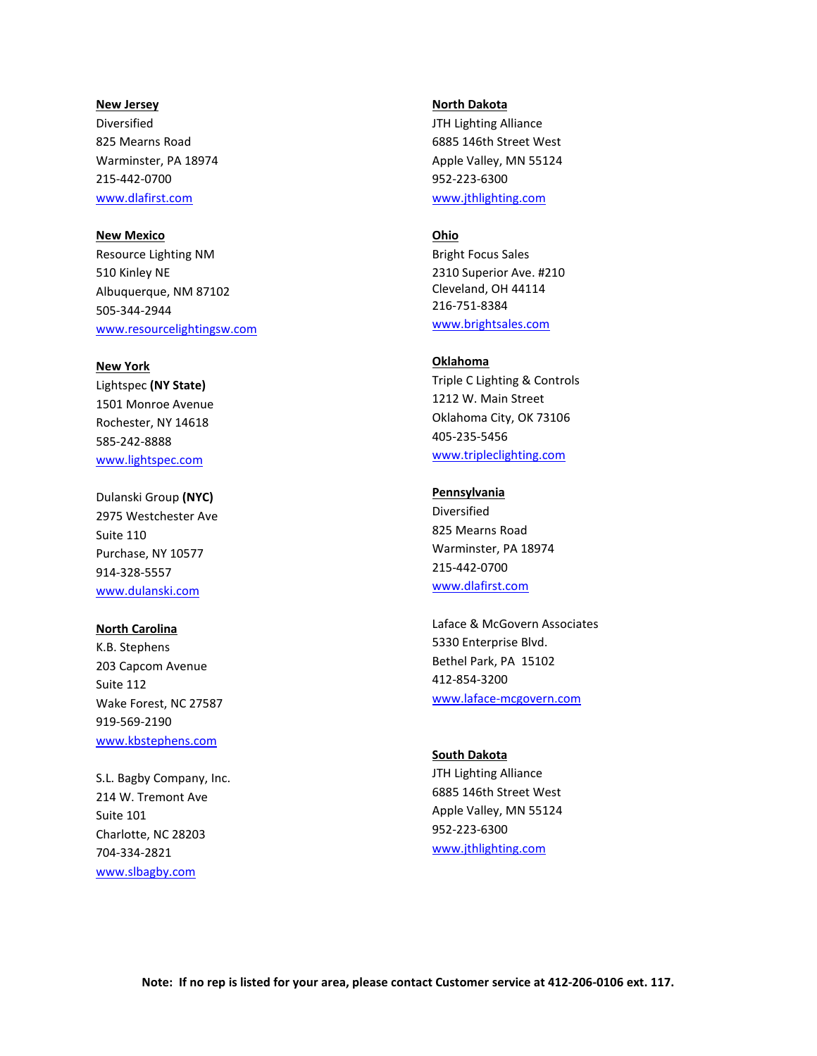**New Jersey**
Diversified
825 Mearns Road
Warminster, PA 18974
215-442-0700
www.dlafirst.com

**New Mexico**
Resource Lighting NM
510 Kinley NE
Albuquerque, NM 87102
505-344-2944
www.resourcelightingsw.com

**New York**
Lightspec **(NY State)**
1501 Monroe Avenue
Rochester, NY 14618
585-242-8888
www.lightspec.com

Dulanski Group **(NYC)**
2975 Westchester Ave
Suite 110
Purchase, NY 10577
914-328-5557
www.dulanski.com

**North Carolina**
K.B. Stephens
203 Capcom Avenue
Suite 112
Wake Forest, NC 27587
919-569-2190
www.kbstephens.com

S.L. Bagby Company, Inc.
214 W. Tremont Ave
Suite 101
Charlotte, NC 28203
704-334-2821
www.slbagby.com

**North Dakota**
JTH Lighting Alliance
6885 146th Street West
Apple Valley, MN 55124
952-223-6300
www.jthlighting.com

**Ohio**
Bright Focus Sales
2310 Superior Ave. #210
Cleveland, OH 44114
216-751-8384
www.brightsales.com

**Oklahoma**
Triple C Lighting & Controls
1212 W. Main Street
Oklahoma City, OK 73106
405-235-5456
www.tripleclighting.com

**Pennsylvania**
Diversified
825 Mearns Road
Warminster, PA 18974
215-442-0700
www.dlafirst.com

Laface & McGovern Associates
5330 Enterprise Blvd.
Bethel Park, PA 15102
412-854-3200
www.laface-mcgovern.com

**South Dakota**
JTH Lighting Alliance
6885 146th Street West
Apple Valley, MN 55124
952-223-6300
www.jthlighting.com

**Note: If no rep is listed for your area, please contact Customer service at 412-206-0106 ext. 117.**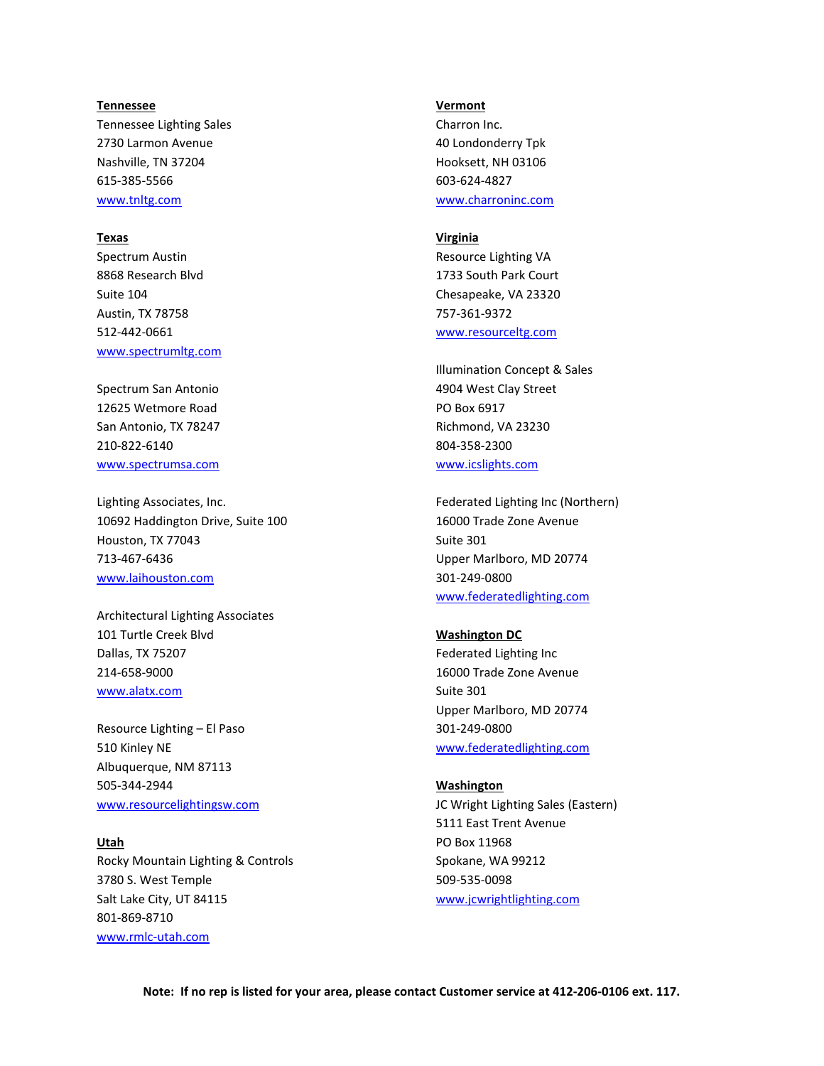**Tennessee**

Tennessee Lighting Sales
2730 Larmon Avenue
Nashville, TN 37204
615-385-5566
www.tnltg.com

**Texas**

Spectrum Austin
8868 Research Blvd
Suite 104
Austin, TX 78758
512-442-0661
www.spectrumltg.com

Spectrum San Antonio
12625 Wetmore Road
San Antonio, TX 78247
210-822-6140
www.spectrumsa.com

Lighting Associates, Inc.
10692 Haddington Drive, Suite 100
Houston, TX 77043
713-467-6436
www.laihouston.com

Architectural Lighting Associates
101 Turtle Creek Blvd
Dallas, TX 75207
214-658-9000
www.alatx.com

Resource Lighting – El Paso
510 Kinley NE
Albuquerque, NM 87113
505-344-2944
www.resourcelightingsw.com

**Utah**

Rocky Mountain Lighting & Controls
3780 S. West Temple
Salt Lake City, UT 84115
801-869-8710
www.rmlc-utah.com

**Vermont**

Charron Inc.
40 Londonderry Tpk
Hooksett, NH 03106
603-624-4827
www.charroninc.com

**Virginia**

Resource Lighting VA
1733 South Park Court
Chesapeake, VA 23320
757-361-9372
www.resourceltg.com

Illumination Concept & Sales
4904 West Clay Street
PO Box 6917
Richmond, VA 23230
804-358-2300
www.icslights.com

Federated Lighting Inc (Northern)
16000 Trade Zone Avenue
Suite 301
Upper Marlboro, MD 20774
301-249-0800
www.federatedlighting.com

**Washington DC**

Federated Lighting Inc
16000 Trade Zone Avenue
Suite 301
Upper Marlboro, MD 20774
301-249-0800
www.federatedlighting.com

**Washington**

JC Wright Lighting Sales (Eastern)
5111 East Trent Avenue
PO Box 11968
Spokane, WA 99212
509-535-0098
www.jcwrightlighting.com

**Note: If no rep is listed for your area, please contact Customer service at 412-206-0106 ext. 117.**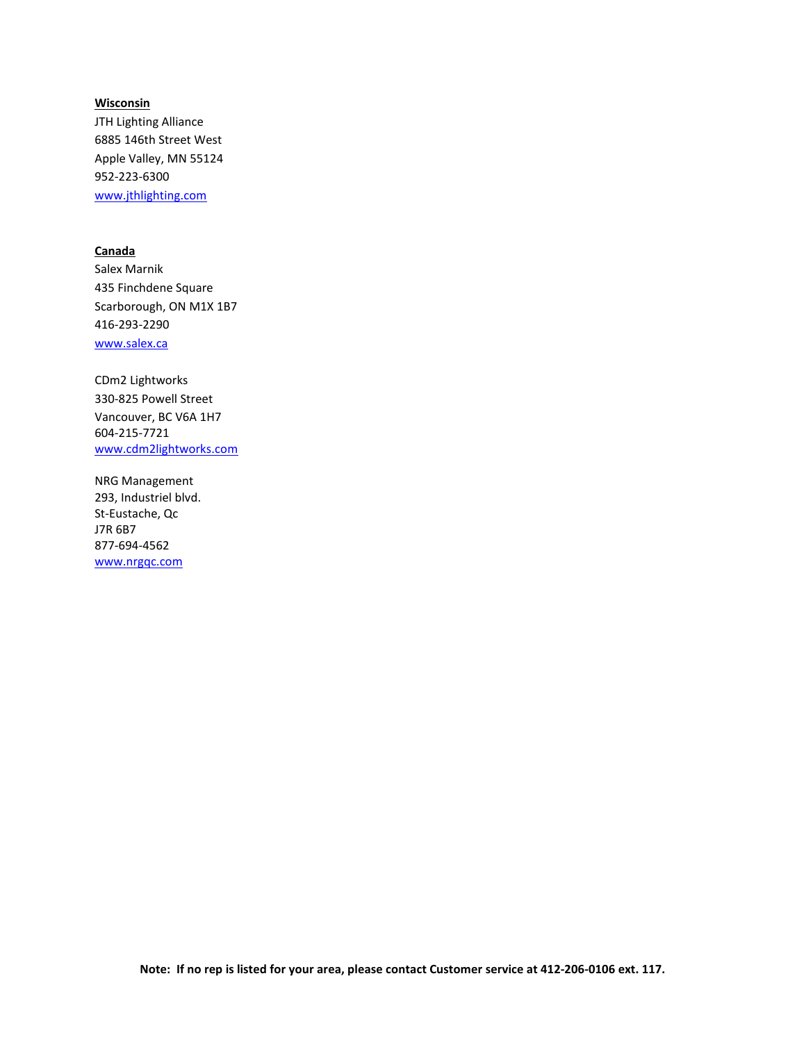**Wisconsin**

JTH Lighting Alliance
6885 146th Street West
Apple Valley, MN 55124
952-223-6300
www.jthlighting.com

**Canada**

Salex Marnik
435 Finchdene Square
Scarborough, ON M1X 1B7
416-293-2290
www.salex.ca

CDm2 Lightworks
330-825 Powell Street
Vancouver, BC V6A 1H7
604-215-7721
www.cdm2lightworks.com

NRG Management
293, Industriel blvd.
St-Eustache, Qc
J7R 6B7
877-694-4562
www.nrgqc.com

**Note: If no rep is listed for your area, please contact Customer service at 412-206-0106 ext. 117.**